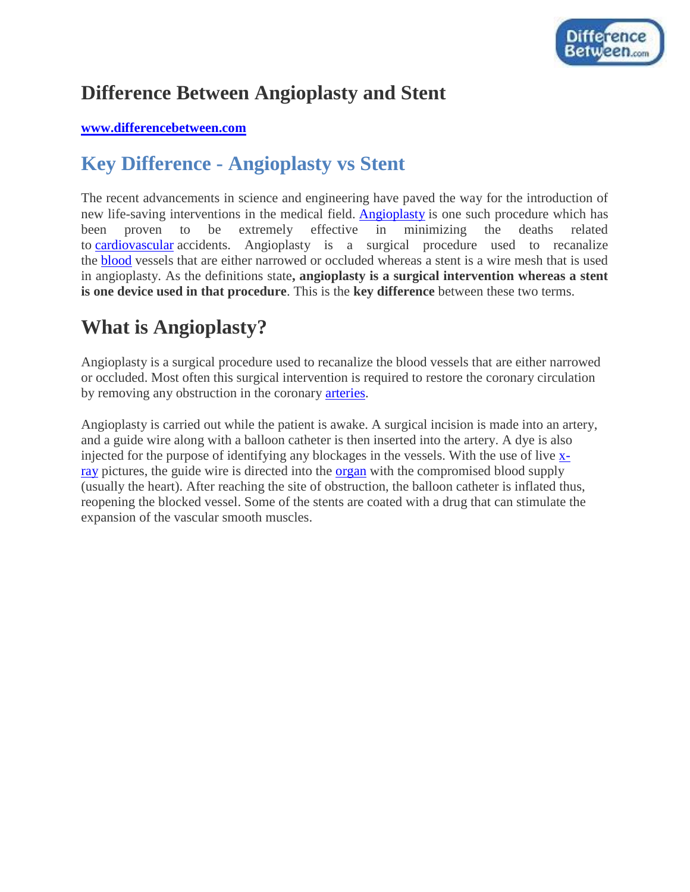# Difference Between Angioplasty and Stent

**www.differencebetween.com**

## Key Difference - Angioplasty vs Stent

The recent advancements in science and engineering have paved the way for the introduction of new life-saving interventions in the medical field. Angioplasty is one such procedure which has been proven to be extremely effective in minimizing the deaths related to cardiovascular accidents. Angioplasty is a surgical procedure used to recanalize the blood vessels that are either narrowed or occluded whereas a stent is a wire mesh that is used in angioplasty. As the definitions state**, angioplasty is a surgical intervention whereas a stent is one device used in that procedure**. This is the **key difference** between these two terms.

## What is Angioplasty?

Angioplasty is a surgical procedure used to recanalize the blood vessels that are either narrowed or occluded. Most often this surgical intervention is required to restore the coronary circulation by removing any obstruction in the coronary arteries.

Angioplasty is carried out while the patient is awake. A surgical incision is made into an artery, and a guide wire along with a balloon catheter is then inserted into the artery. A dye is also injected for the purpose of identifying any blockages in the vessels. With the use of live x-ray pictures, the guide wire is directed into the organ with the compromised blood supply (usually the heart). After reaching the site of obstruction, the balloon catheter is inflated thus, reopening the blocked vessel. Some of the stents are coated with a drug that can stimulate the expansion of the vascular smooth muscles.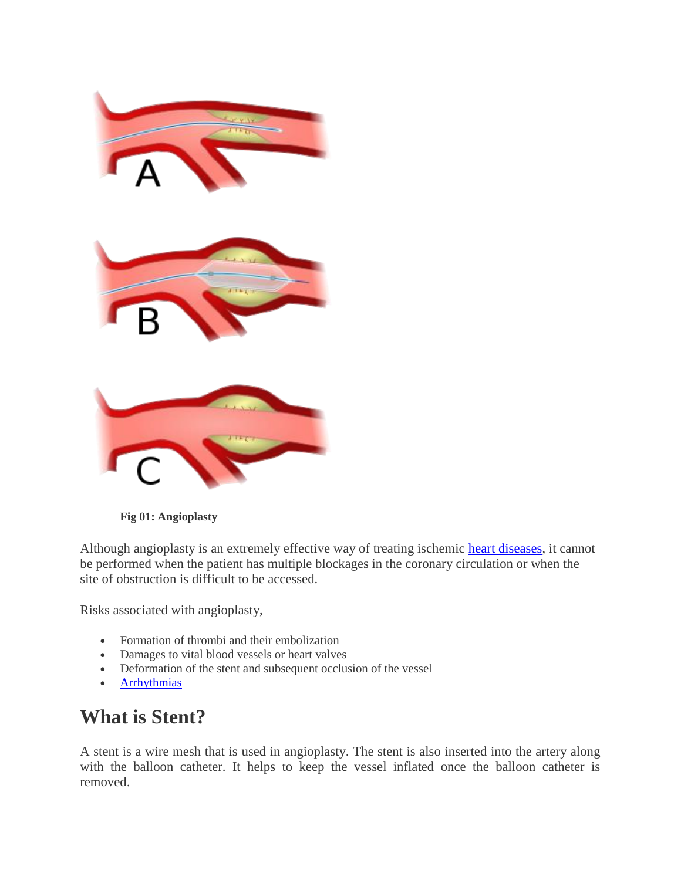**Fig 01: Angioplasty**

Although angioplasty is an extremely effective way of treating ischemic heart diseases, it cannot be performed when the patient has multiple blockages in the coronary circulation or when the site of obstruction is difficult to be accessed.

Risks associated with angioplasty,

- Formation of thrombi and their embolization
- Damages to vital blood vessels or heart valves
- Deformation of the stent and subsequent occlusion of the vessel
- Arrhythmias

## What is Stent?

A stent is a wire mesh that is used in angioplasty. The stent is also inserted into the artery along with the balloon catheter. It helps to keep the vessel inflated once the balloon catheter is removed.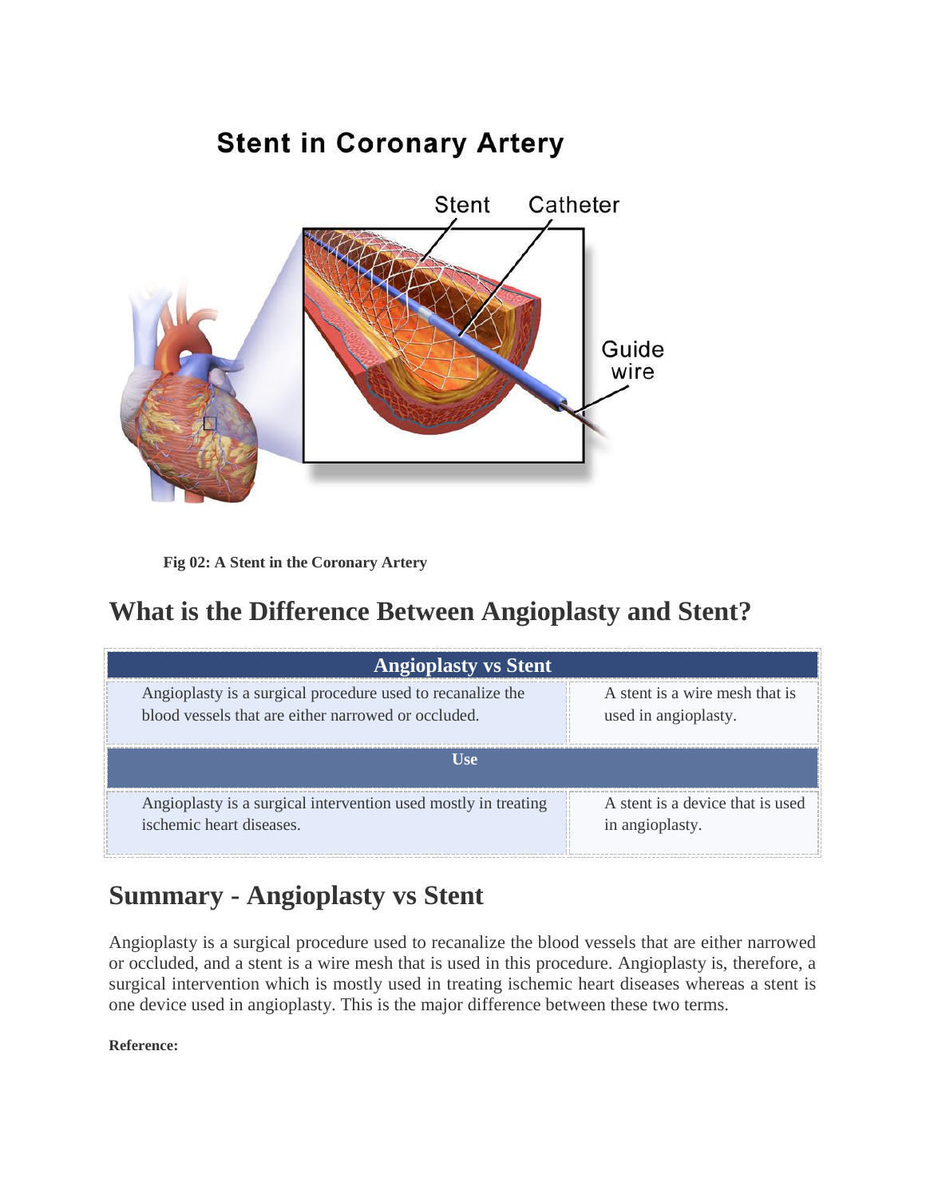Fig 02: A Stent in the Coronary Artery

## What is the Difference Between Angioplasty and Stent?

| Angioplasty vs Stent | |
|---|---|
| Angioplasty is a surgical procedure used to recanalize the blood vessels that are either narrowed or occluded. | A stent is a wire mesh that is used in angioplasty. |
| **Use** | |
| Angioplasty is a surgical intervention used mostly in treating ischemic heart diseases. | A stent is a device that is used in angioplasty. |

## Summary - Angioplasty vs Stent

Angioplasty is a surgical procedure used to recanalize the blood vessels that are either narrowed or occluded, and a stent is a wire mesh that is used in this procedure. Angioplasty is, therefore, a surgical intervention which is mostly used in treating ischemic heart diseases whereas a stent is one device used in angioplasty. This is the major difference between these two terms.

**Reference:**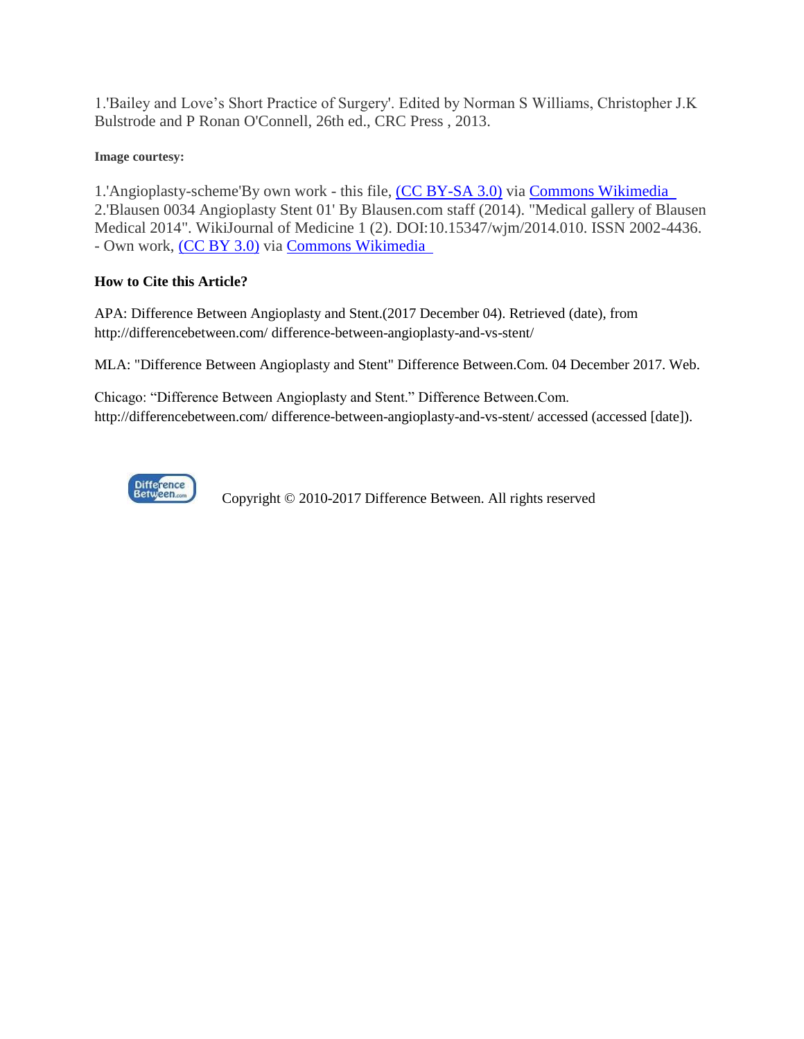1.'Bailey and Love's Short Practice of Surgery'. Edited by Norman S Williams, Christopher J.K Bulstrode and P Ronan O'Connell, 26th ed., CRC Press , 2013.

**Image courtesy:**

1.'Angioplasty-scheme'By own work - this file, (CC BY-SA 3.0) via Commons Wikimedia
2.'Blausen 0034 Angioplasty Stent 01' By Blausen.com staff (2014). "Medical gallery of Blausen Medical 2014". WikiJournal of Medicine 1 (2). DOI:10.15347/wjm/2014.010. ISSN 2002-4436. - Own work, (CC BY 3.0) via Commons Wikimedia

**How to Cite this Article?**

APA: Difference Between Angioplasty and Stent.(2017 December 04). Retrieved (date), from http://differencebetween.com/ difference-between-angioplasty-and-vs-stent/

MLA: "Difference Between Angioplasty and Stent" Difference Between.Com. 04 December 2017. Web.

Chicago: "Difference Between Angioplasty and Stent." Difference Between.Com. http://differencebetween.com/ difference-between-angioplasty-and-vs-stent/ accessed (accessed [date]).

Copyright © 2010-2017 Difference Between. All rights reserved